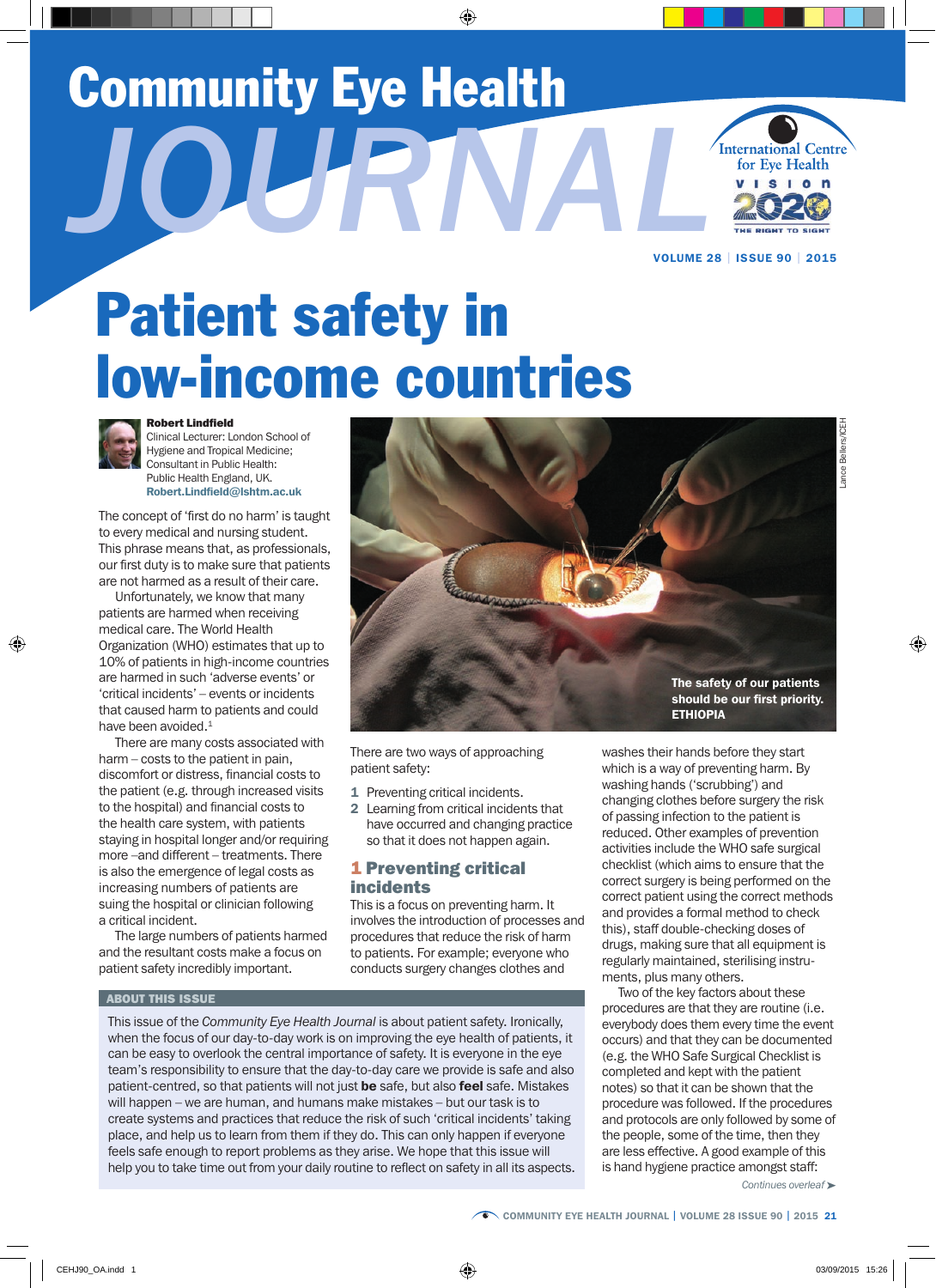# Community Eye Health JOURNAL

# Patient safety in low-income countries

**Robert Lindfield**
Clinical Lecturer: London School of Hygiene and Tropical Medicine; Consultant in Public Health: Public Health England, UK.
Robert.Lindfield@lshtm.ac.uk

The concept of 'first do no harm' is taught to every medical and nursing student. This phrase means that, as professionals, our first duty is to make sure that patients are not harmed as a result of their care.

Unfortunately, we know that many patients are harmed when receiving medical care. The World Health Organization (WHO) estimates that up to 10% of patients in high-income countries are harmed in such 'adverse events' or 'critical incidents' – events or incidents that caused harm to patients and could have been avoided.[1]

There are many costs associated with harm – costs to the patient in pain, discomfort or distress, financial costs to the patient (e.g. through increased visits to the hospital) and financial costs to the health care system, with patients staying in hospital longer and/or requiring more –and different – treatments. There is also the emergence of legal costs as increasing numbers of patients are suing the hospital or clinician following a critical incident.

The large numbers of patients harmed and the resultant costs make a focus on patient safety incredibly important.

The safety of our patients should be our first priority. ETHIOPIA

There are two ways of approaching patient safety:

1. Preventing critical incidents.
2. Learning from critical incidents that have occurred and changing practice so that it does not happen again.

## 1 Preventing critical incidents

This is a focus on preventing harm. It involves the introduction of processes and procedures that reduce the risk of harm to patients. For example; everyone who conducts surgery changes clothes and washes their hands before they start which is a way of preventing harm. By washing hands ('scrubbing') and changing clothes before surgery the risk of passing infection to the patient is reduced. Other examples of prevention activities include the WHO safe surgical checklist (which aims to ensure that the correct surgery is being performed on the correct patient using the correct methods and provides a formal method to check this), staff double-checking doses of drugs, making sure that all equipment is regularly maintained, sterilising instruments, plus many others.

Two of the key factors about these procedures are that they are routine (i.e. everybody does them every time the event occurs) and that they can be documented (e.g. the WHO Safe Surgical Checklist is completed and kept with the patient notes) so that it can be shown that the procedure was followed. If the procedures and protocols are only followed by some of the people, some of the time, then they are less effective. A good example of this is hand hygiene practice amongst staff:

*Continues overleaf ➤*

### ABOUT THIS ISSUE

This issue of the *Community Eye Health Journal* is about patient safety. Ironically, when the focus of our day-to-day work is on improving the eye health of patients, it can be easy to overlook the central importance of safety. It is everyone in the eye team's responsibility to ensure that the day-to-day care we provide is safe and also patient-centred, so that patients will not just **be** safe, but also **feel** safe. Mistakes will happen – we are human, and humans make mistakes – but our task is to create systems and practices that reduce the risk of such 'critical incidents' taking place, and help us to learn from them if they do. This can only happen if everyone feels safe enough to report problems as they arise. We hope that this issue will help you to take time out from your daily routine to reflect on safety in all its aspects.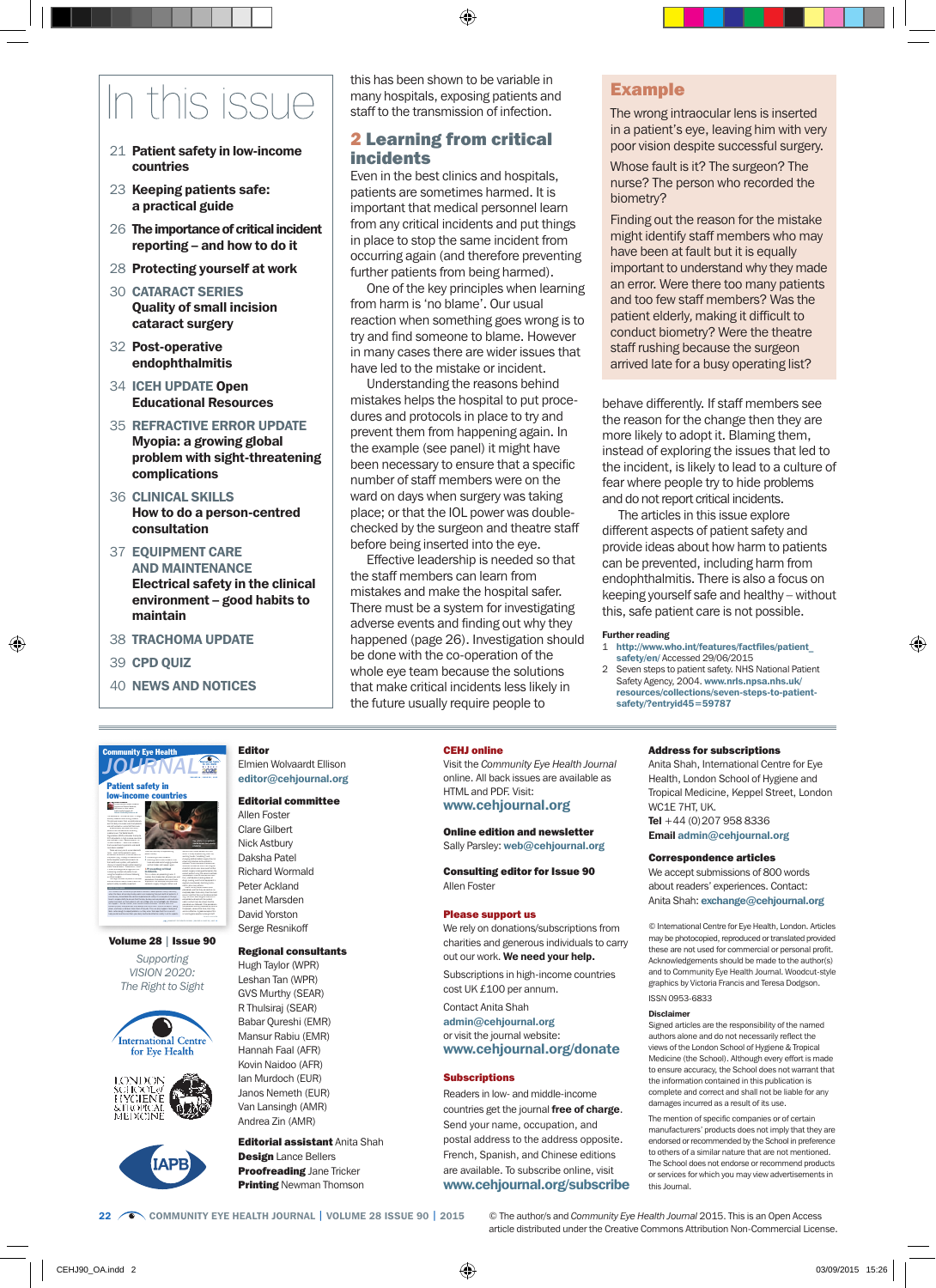# In this issue

21 **Patient safety in low-income countries**

23 **Keeping patients safe: a practical guide**

26 **The importance of critical incident reporting – and how to do it**

28 **Protecting yourself at work**

30 CATARACT SERIES **Quality of small incision cataract surgery**

32 **Post-operative endophthalmitis**

34 ICEH UPDATE **Open Educational Resources**

35 REFRACTIVE ERROR UPDATE **Myopia: a growing global problem with sight-threatening complications**

36 CLINICAL SKILLS **How to do a person-centred consultation**

37 EQUIPMENT CARE AND MAINTENANCE **Electrical safety in the clinical environment – good habits to maintain**

38 TRACHOMA UPDATE

39 CPD QUIZ

40 NEWS AND NOTICES

this has been shown to be variable in many hospitals, exposing patients and staff to the transmission of infection.

## 2 Learning from critical incidents

Even in the best clinics and hospitals, patients are sometimes harmed. It is important that medical personnel learn from any critical incidents and put things in place to stop the same incident from occurring again (and therefore preventing further patients from being harmed).

One of the key principles when learning from harm is 'no blame'. Our usual reaction when something goes wrong is to try and find someone to blame. However in many cases there are wider issues that have led to the mistake or incident.

Understanding the reasons behind mistakes helps the hospital to put procedures and protocols in place to try and prevent them from happening again. In the example (see panel) it might have been necessary to ensure that a specific number of staff members were on the ward on days when surgery was taking place; or that the IOL power was double-checked by the surgeon and theatre staff before being inserted into the eye.

Effective leadership is needed so that the staff members can learn from mistakes and make the hospital safer. There must be a system for investigating adverse events and finding out why they happened (page 26). Investigation should be done with the co-operation of the whole eye team because the solutions that make critical incidents less likely in the future usually require people to behave differently. If staff members see the reason for the change then they are more likely to adopt it. Blaming them, instead of exploring the issues that led to the incident, is likely to lead to a culture of fear where people try to hide problems and do not report critical incidents.

The articles in this issue explore different aspects of patient safety and provide ideas about how harm to patients can be prevented, including harm from endophthalmitis. There is also a focus on keeping yourself safe and healthy – without this, safe patient care is not possible.

> **Example**
>
> The wrong intraocular lens is inserted in a patient's eye, leaving him with very poor vision despite successful surgery.
>
> Whose fault is it? The surgeon? The nurse? The person who recorded the biometry?
>
> Finding out the reason for the mistake might identify staff members who may have been at fault but it is equally important to understand why they made an error. Were there too many patients and too few staff members? Was the patient elderly, making it difficult to conduct biometry? Were the theatre staff rushing because the surgeon arrived late for a busy operating list?

**Further reading**

1. http://www.who.int/features/factfiles/patient_safety/en/ Accessed 29/06/2015
2. Seven steps to patient safety. NHS National Patient Safety Agency, 2004. www.nrls.npsa.nhs.uk/resources/collections/seven-steps-to-patient-safety/?entryid45=59787

---

Community Eye Health Journal

**Volume 28 | Issue 90**

*Supporting VISION 2020: The Right to Sight*

International Centre for Eye Health

London School of Hygiene & Tropical Medicine

IAPB

**Editor**
Elmien Wolvaardt Ellison
editor@cehjournal.org

**Editorial committee**
Allen Foster
Clare Gilbert
Nick Astbury
Daksha Patel
Richard Wormald
Peter Ackland
Janet Marsden
David Yorston
Serge Resnikoff

**Regional consultants**
Hugh Taylor (WPR)
Leshan Tan (WPR)
GVS Murthy (SEAR)
R Thulsiraj (SEAR)
Babar Qureshi (EMR)
Mansur Rabiu (EMR)
Hannah Faal (AFR)
Kovin Naidoo (AFR)
Ian Murdoch (EUR)
Janos Nemeth (EUR)
Van Lansingh (AMR)
Andrea Zin (AMR)

**Editorial assistant** Anita Shah
**Design** Lance Bellers
**Proofreading** Jane Tricker
**Printing** Newman Thomson

**CEHJ online**
Visit the *Community Eye Health Journal* online. All back issues are available as HTML and PDF. Visit: www.cehjournal.org

**Online edition and newsletter**
Sally Parsley: web@cehjournal.org

**Consulting editor for Issue 90**
Allen Foster

**Please support us**
We rely on donations/subscriptions from charities and generous individuals to carry out our work. **We need your help.**

Subscriptions in high-income countries cost UK £100 per annum.

Contact Anita Shah
admin@cehjournal.org
or visit the journal website:
www.cehjournal.org/donate

**Subscriptions**
Readers in low- and middle-income countries get the journal **free of charge**. Send your name, occupation, and postal address to the address opposite. French, Spanish, and Chinese editions are available. To subscribe online, visit www.cehjournal.org/subscribe

**Address for subscriptions**
Anita Shah, International Centre for Eye Health, London School of Hygiene and Tropical Medicine, Keppel Street, London WC1E 7HT, UK.
**Tel** +44 (0)207 958 8336
**Email** admin@cehjournal.org

**Correspondence articles**
We accept submissions of 800 words about readers' experiences. Contact: Anita Shah: exchange@cehjournal.org

© International Centre for Eye Health, London. Articles may be photocopied, reproduced or translated provided these are not used for commercial or personal profit. Acknowledgements should be made to the author(s) and to Community Eye Health Journal. Woodcut-style graphics by Victoria Francis and Teresa Dodgson.

ISSN 0953-6833

**Disclaimer**
Signed articles are the responsibility of the named authors alone and do not necessarily reflect the views of the London School of Hygiene & Tropical Medicine (the School). Although every effort is made to ensure accuracy, the School does not warrant that the information contained in this publication is complete and correct and shall not be liable for any damages incurred as a result of its use.

The mention of specific companies or of certain manufacturers' products does not imply that they are endorsed or recommended by the School in preference to others of a similar nature that are not mentioned. The School does not endorse or recommend products or services for which you may view advertisements in this Journal.

© The author/s and *Community Eye Health Journal* 2015. This is an Open Access article distributed under the Creative Commons Attribution Non-Commercial License.